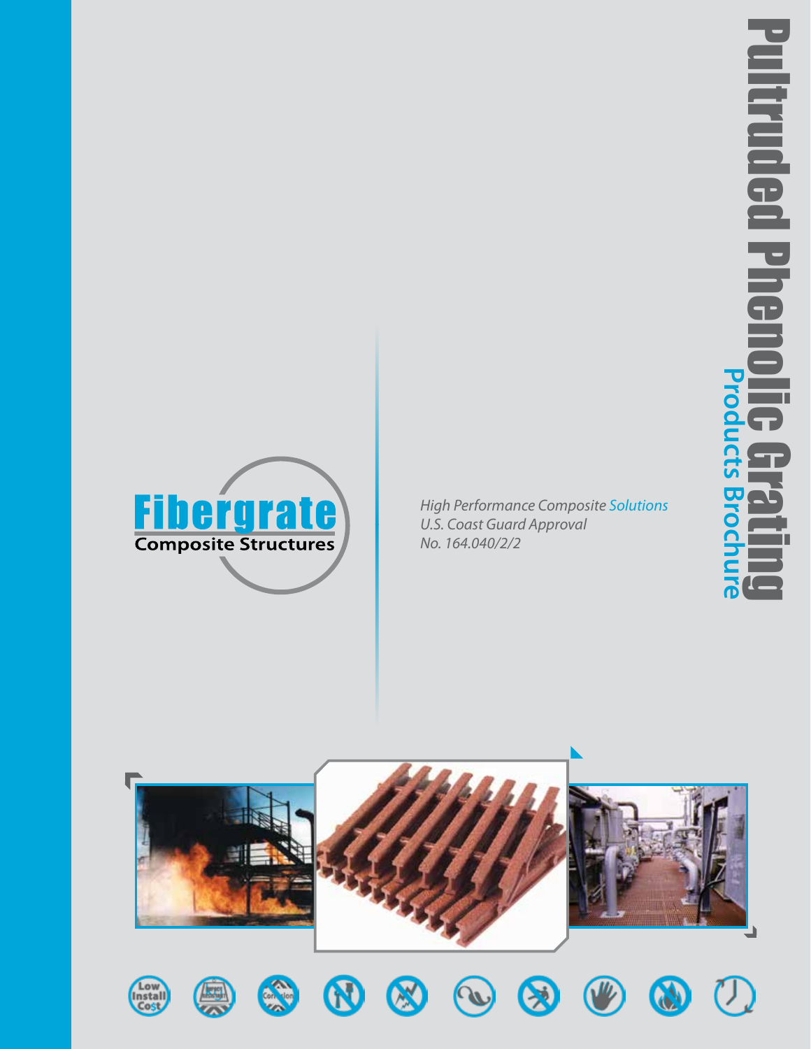# Pultruded Phenolic Grating

## Products Brochure

**Fibergrate**
Composite Structures

*High Performance Composite Solutions*
*U.S. Coast Guard Approval*
*No. 164.040/2/2*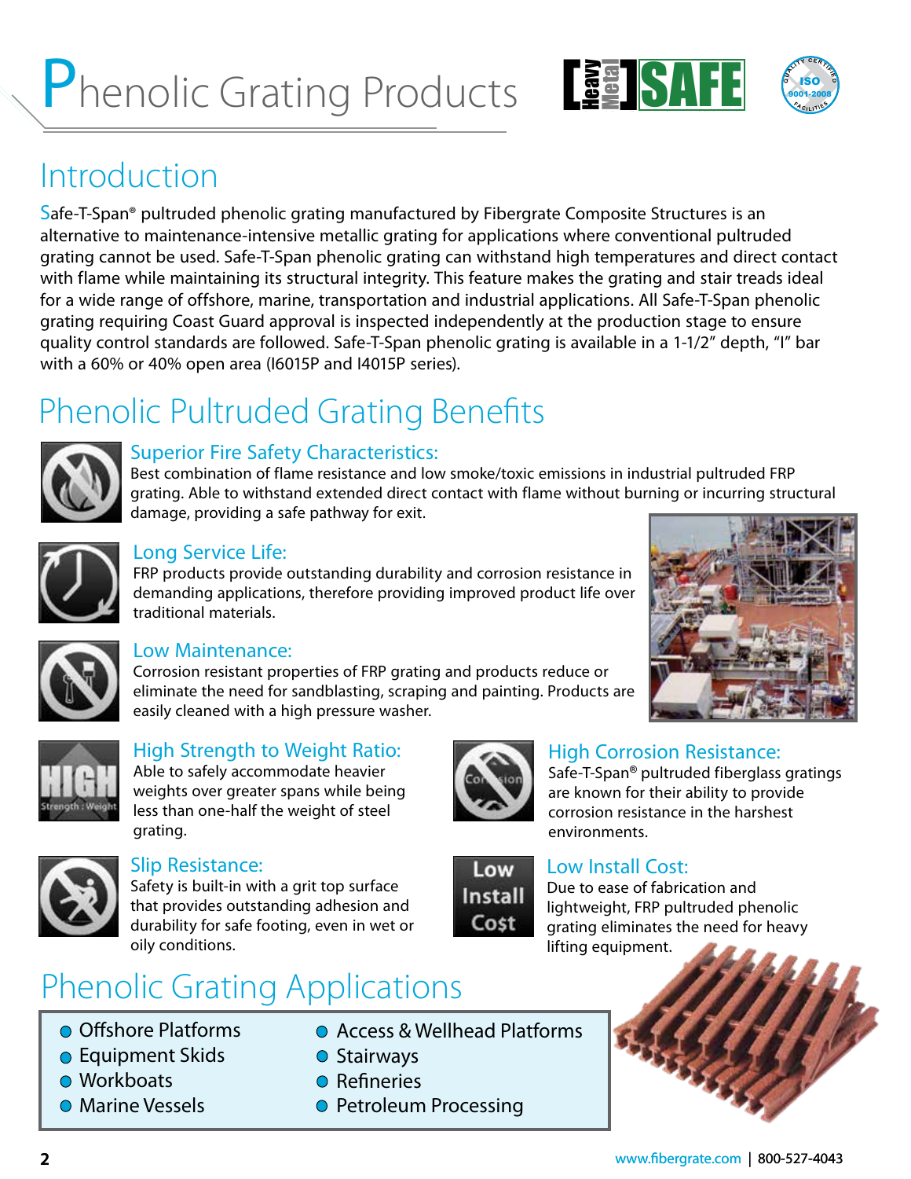// Phenolic Grating Products

## Introduction

Safe-T-Span® pultruded phenolic grating manufactured by Fibergrate Composite Structures is an alternative to maintenance-intensive metallic grating for applications where conventional pultruded grating cannot be used. Safe-T-Span phenolic grating can withstand high temperatures and direct contact with flame while maintaining its structural integrity. This feature makes the grating and stair treads ideal for a wide range of offshore, marine, transportation and industrial applications. All Safe-T-Span phenolic grating requiring Coast Guard approval is inspected independently at the production stage to ensure quality control standards are followed. Safe-T-Span phenolic grating is available in a 1-1/2" depth, "I" bar with a 60% or 40% open area (I6015P and I4015P series).

## Phenolic Pultruded Grating Benefits

### Superior Fire Safety Characteristics:

Best combination of flame resistance and low smoke/toxic emissions in industrial pultruded FRP grating. Able to withstand extended direct contact with flame without burning or incurring structural damage, providing a safe pathway for exit.

### Long Service Life:

FRP products provide outstanding durability and corrosion resistance in demanding applications, therefore providing improved product life over traditional materials.

### Low Maintenance:

Corrosion resistant properties of FRP grating and products reduce or eliminate the need for sandblasting, scraping and painting. Products are easily cleaned with a high pressure washer.

### High Strength to Weight Ratio:

Able to safely accommodate heavier weights over greater spans while being less than one-half the weight of steel grating.

### High Corrosion Resistance:

Safe-T-Span® pultruded fiberglass gratings are known for their ability to provide corrosion resistance in the harshest environments.

### Slip Resistance:

Safety is built-in with a grit top surface that provides outstanding adhesion and durability for safe footing, even in wet or oily conditions.

### Low Install Cost:

Due to ease of fabrication and lightweight, FRP pultruded phenolic grating eliminates the need for heavy lifting equipment.

## Phenolic Grating Applications

- Offshore Platforms
- Equipment Skids
- Workboats
- Marine Vessels
- Access & Wellhead Platforms
- Stairways
- Refineries
- Petroleum Processing

www.fibergrate.com | 800-527-4043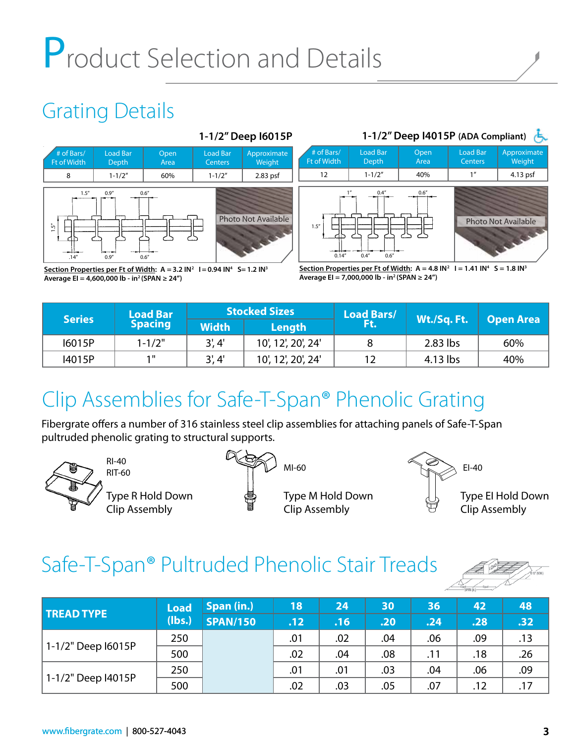# Product Selection and Details

## Grating Details

### 1-1/2" Deep I6015P

| # of Bars/ Ft of Width | Load Bar Depth | Open Area | Load Bar Centers | Approximate Weight |
|---|---|---|---|---|
| 8 | 1-1/2" | 60% | 1-1/2" | 2.83 psf |

Photo Not Available

Section Properties per Ft of Width: A = 3.2 $IN^2$ I = 0.94 $IN^4$ S = 1.2 $IN^3$
Average EI = 4,600,000 lb - $in^2$ (SPAN ≥ 24")

### 1-1/2" Deep I4015P (ADA Compliant)

| # of Bars/ Ft of Width | Load Bar Depth | Open Area | Load Bar Centers | Approximate Weight |
|---|---|---|---|---|
| 12 | 1-1/2" | 40% | 1" | 4.13 psf |

Photo Not Available

Section Properties per Ft of Width: A = 4.8 $IN^2$ I = 1.41 $IN^4$ S = 1.8 $IN^3$
Average EI = 7,000,000 lb - $in^2$ (SPAN ≥ 24")

| Series | Load Bar Spacing | Stocked Sizes | | Load Bars/ Ft. | Wt./Sq. Ft. | Open Area |
|---|---|---|---|---|---|---|
| | | Width | Length | | | |
| I6015P | 1-1/2" | 3', 4' | 10', 12', 20', 24' | 8 | 2.83 lbs | 60% |
| I4015P | 1" | 3', 4' | 10', 12', 20', 24' | 12 | 4.13 lbs | 40% |

## Clip Assemblies for Safe-T-Span® Phenolic Grating

Fibergrate offers a number of 316 stainless steel clip assemblies for attaching panels of Safe-T-Span pultruded phenolic grating to structural supports.

RI-40
RIT-60
Type R Hold Down Clip Assembly

MI-60
Type M Hold Down Clip Assembly

EI-40
Type EI Hold Down Clip Assembly

## Safe-T-Span® Pultruded Phenolic Stair Treads

| TREAD TYPE | Load (lbs.) | Span (in.) | 18 | 24 | 30 | 36 | 42 | 48 |
|---|---|---|---|---|---|---|---|---|
| | | SPAN/150 | .12 | .16 | .20 | .24 | .28 | .32 |
| 1-1/2" Deep I6015P | 250 | | .01 | .02 | .04 | .06 | .09 | .13 |
| | 500 | | .02 | .04 | .08 | .11 | .18 | .26 |
| 1-1/2" Deep I4015P | 250 | | .01 | .01 | .03 | .04 | .06 | .09 |
| | 500 | | .02 | .03 | .05 | .07 | .12 | .17 |

www.fibergrate.com | 800-527-4043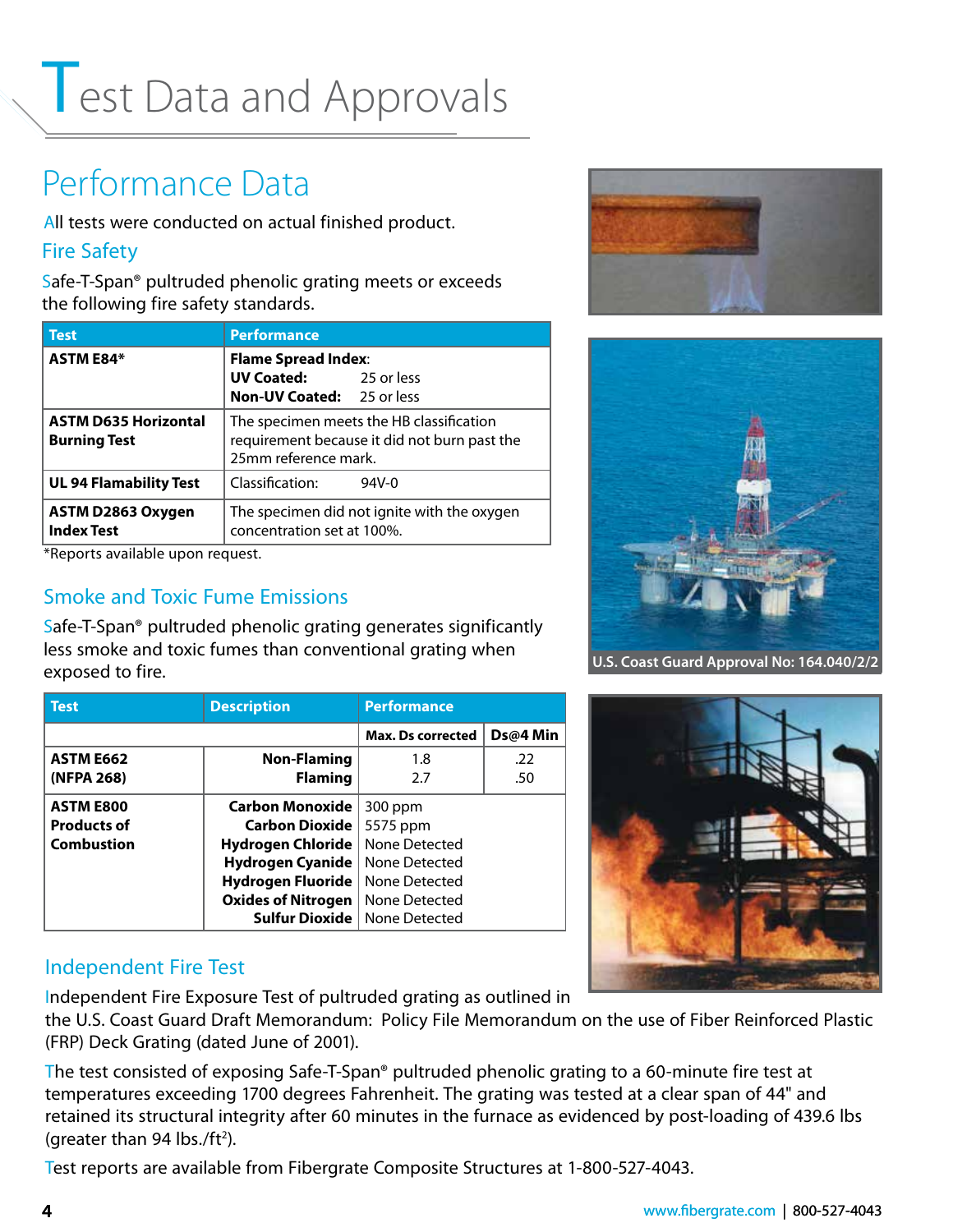# Test Data and Approvals

## Performance Data

All tests were conducted on actual finished product.

### Fire Safety

Safe-T-Span® pultruded phenolic grating meets or exceeds the following fire safety standards.

| Test | Performance |
|---|---|
| **ASTM E84*** | **Flame Spread Index**:<br>**UV Coated:** 25 or less<br>**Non-UV Coated:** 25 or less |
| **ASTM D635 Horizontal Burning Test** | The specimen meets the HB classification requirement because it did not burn past the 25mm reference mark. |
| **UL 94 Flamability Test** | Classification: 94V-0 |
| **ASTM D2863 Oxygen Index Test** | The specimen did not ignite with the oxygen concentration set at 100%. |

*Reports available upon request.

U.S. Coast Guard Approval No: 164.040/2/2

### Smoke and Toxic Fume Emissions

Safe-T-Span® pultruded phenolic grating generates significantly less smoke and toxic fumes than conventional grating when exposed to fire.

| Test | Description | Performance | |
|---|---|---|---|
| | | **Max. Ds corrected** | **Ds@4 Min** |
| **ASTM E662 (NFPA 268)** | **Non-Flaming**<br>**Flaming** | 1.8<br>2.7 | .22<br>.50 |
| **ASTM E800 Products of Combustion** | **Carbon Monoxide**<br>**Carbon Dioxide**<br>**Hydrogen Chloride**<br>**Hydrogen Cyanide**<br>**Hydrogen Fluoride**<br>**Oxides of Nitrogen**<br>**Sulfur Dioxide** | 300 ppm<br>5575 ppm<br>None Detected<br>None Detected<br>None Detected<br>None Detected<br>None Detected | |

### Independent Fire Test

Independent Fire Exposure Test of pultruded grating as outlined in the U.S. Coast Guard Draft Memorandum: Policy File Memorandum on the use of Fiber Reinforced Plastic (FRP) Deck Grating (dated June of 2001).

The test consisted of exposing Safe-T-Span® pultruded phenolic grating to a 60-minute fire test at temperatures exceeding 1700 degrees Fahrenheit. The grating was tested at a clear span of 44" and retained its structural integrity after 60 minutes in the furnace as evidenced by post-loading of 439.6 lbs (greater than 94 lbs./ft$^2$).

Test reports are available from Fibergrate Composite Structures at 1-800-527-4043.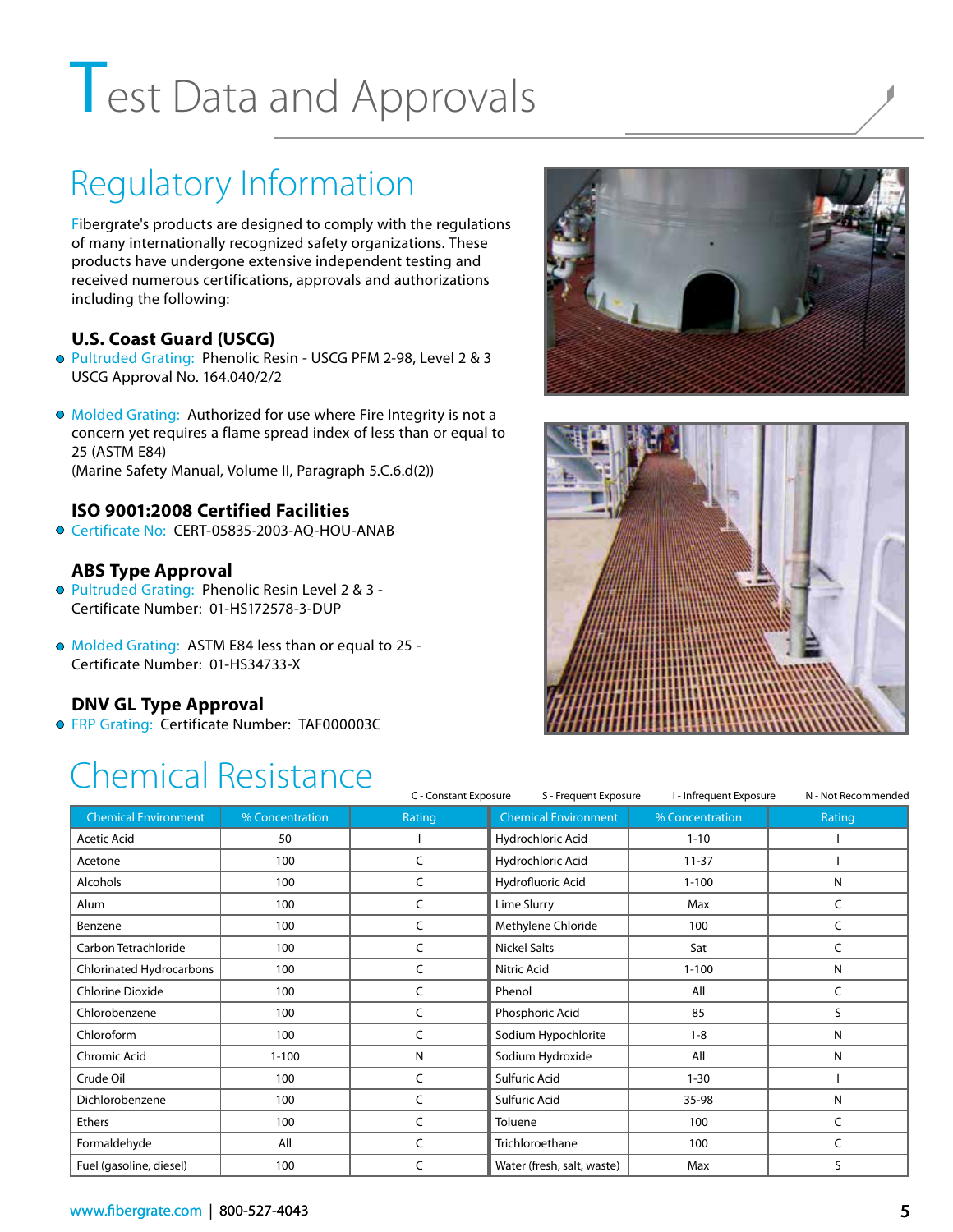# Test Data and Approvals

## Regulatory Information

Fibergrate's products are designed to comply with the regulations of many internationally recognized safety organizations. These products have undergone extensive independent testing and received numerous certifications, approvals and authorizations including the following:

### U.S. Coast Guard (USCG)

- Pultruded Grating: Phenolic Resin - USCG PFM 2-98, Level 2 & 3 USCG Approval No. 164.040/2/2
- Molded Grating: Authorized for use where Fire Integrity is not a concern yet requires a flame spread index of less than or equal to 25 (ASTM E84)
  (Marine Safety Manual, Volume II, Paragraph 5.C.6.d(2))

### ISO 9001:2008 Certified Facilities

- Certificate No: CERT-05835-2003-AQ-HOU-ANAB

### ABS Type Approval

- Pultruded Grating: Phenolic Resin Level 2 & 3 - Certificate Number: 01-HS172578-3-DUP
- Molded Grating: ASTM E84 less than or equal to 25 - Certificate Number: 01-HS34733-X

### DNV GL Type Approval

- FRP Grating: Certificate Number: TAF000003C

## Chemical Resistance

C - Constant Exposure S - Frequent Exposure I - Infrequent Exposure N - Not Recommended

| Chemical Environment | % Concentration | Rating | Chemical Environment | % Concentration | Rating |
|---|---|---|---|---|---|
| Acetic Acid | 50 | I | Hydrochloric Acid | 1-10 | I |
| Acetone | 100 | C | Hydrochloric Acid | 11-37 | I |
| Alcohols | 100 | C | Hydrofluoric Acid | 1-100 | N |
| Alum | 100 | C | Lime Slurry | Max | C |
| Benzene | 100 | C | Methylene Chloride | 100 | C |
| Carbon Tetrachloride | 100 | C | Nickel Salts | Sat | C |
| Chlorinated Hydrocarbons | 100 | C | Nitric Acid | 1-100 | N |
| Chlorine Dioxide | 100 | C | Phenol | All | C |
| Chlorobenzene | 100 | C | Phosphoric Acid | 85 | S |
| Chloroform | 100 | C | Sodium Hypochlorite | 1-8 | N |
| Chromic Acid | 1-100 | N | Sodium Hydroxide | All | N |
| Crude Oil | 100 | C | Sulfuric Acid | 1-30 | I |
| Dichlorobenzene | 100 | C | Sulfuric Acid | 35-98 | N |
| Ethers | 100 | C | Toluene | 100 | C |
| Formaldehyde | All | C | Trichloroethane | 100 | C |
| Fuel (gasoline, diesel) | 100 | C | Water (fresh, salt, waste) | Max | S |

www.fibergrate.com | 800-527-4043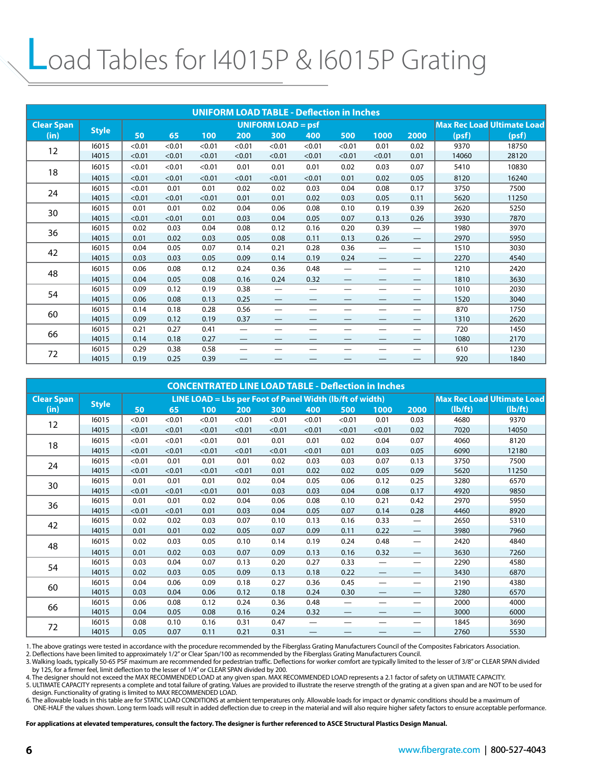# Load Tables for I4015P & I6015P Grating

| UNIFORM LOAD TABLE - Deflection in Inches | | | | | | | | | | | | |
|---|---|---|---|---|---|---|---|---|---|---|---|---|
| Clear Span (in) | Style | UNIFORM LOAD = psf | | | | | | | | | Max Rec Load (psf) | Ultimate Load (psf) |
| | | 50 | 65 | 100 | 200 | 300 | 400 | 500 | 1000 | 2000 | | |
| 12 | I6015 | <0.01 | <0.01 | <0.01 | <0.01 | <0.01 | <0.01 | <0.01 | 0.01 | 0.02 | 9370 | 18750 |
| | I4015 | <0.01 | <0.01 | <0.01 | <0.01 | <0.01 | <0.01 | <0.01 | <0.01 | 0.01 | 14060 | 28120 |
| 18 | I6015 | <0.01 | <0.01 | <0.01 | 0.01 | 0.01 | 0.01 | 0.02 | 0.03 | 0.07 | 5410 | 10830 |
| | I4015 | <0.01 | <0.01 | <0.01 | <0.01 | <0.01 | <0.01 | 0.01 | 0.02 | 0.05 | 8120 | 16240 |
| 24 | I6015 | <0.01 | 0.01 | 0.01 | 0.02 | 0.02 | 0.03 | 0.04 | 0.08 | 0.17 | 3750 | 7500 |
| | I4015 | <0.01 | <0.01 | <0.01 | 0.01 | 0.01 | 0.02 | 0.03 | 0.05 | 0.11 | 5620 | 11250 |
| 30 | I6015 | 0.01 | 0.01 | 0.02 | 0.04 | 0.06 | 0.08 | 0.10 | 0.19 | 0.39 | 2620 | 5250 |
| | I4015 | <0.01 | <0.01 | 0.01 | 0.03 | 0.04 | 0.05 | 0.07 | 0.13 | 0.26 | 3930 | 7870 |
| 36 | I6015 | 0.02 | 0.03 | 0.04 | 0.08 | 0.12 | 0.16 | 0.20 | 0.39 | — | 1980 | 3970 |
| | I4015 | 0.01 | 0.02 | 0.03 | 0.05 | 0.08 | 0.11 | 0.13 | 0.26 | — | 2970 | 5950 |
| 42 | I6015 | 0.04 | 0.05 | 0.07 | 0.14 | 0.21 | 0.28 | 0.36 | — | — | 1510 | 3030 |
| | I4015 | 0.03 | 0.03 | 0.05 | 0.09 | 0.14 | 0.19 | 0.24 | — | — | 2270 | 4540 |
| 48 | I6015 | 0.06 | 0.08 | 0.12 | 0.24 | 0.36 | 0.48 | — | — | — | 1210 | 2420 |
| | I4015 | 0.04 | 0.05 | 0.08 | 0.16 | 0.24 | 0.32 | — | — | — | 1810 | 3630 |
| 54 | I6015 | 0.09 | 0.12 | 0.19 | 0.38 | — | — | — | — | — | 1010 | 2030 |
| | I4015 | 0.06 | 0.08 | 0.13 | 0.25 | — | — | — | — | — | 1520 | 3040 |
| 60 | I6015 | 0.14 | 0.18 | 0.28 | 0.56 | — | — | — | — | — | 870 | 1750 |
| | I4015 | 0.09 | 0.12 | 0.19 | 0.37 | — | — | — | — | — | 1310 | 2620 |
| 66 | I6015 | 0.21 | 0.27 | 0.41 | — | — | — | — | — | — | 720 | 1450 |
| | I4015 | 0.14 | 0.18 | 0.27 | — | — | — | — | — | — | 1080 | 2170 |
| 72 | I6015 | 0.29 | 0.38 | 0.58 | — | — | — | — | — | — | 610 | 1230 |
| | I4015 | 0.19 | 0.25 | 0.39 | — | — | — | — | — | — | 920 | 1840 |

| CONCENTRATED LINE LOAD TABLE - Deflection in Inches | | | | | | | | | | | | |
|---|---|---|---|---|---|---|---|---|---|---|---|---|
| Clear Span (in) | Style | LINE LOAD = Lbs per Foot of Panel Width (lb/ft of width) | | | | | | | | | Max Rec Load (lb/ft) | Ultimate Load (lb/ft) |
| | | 50 | 65 | 100 | 200 | 300 | 400 | 500 | 1000 | 2000 | | |
| 12 | I6015 | <0.01 | <0.01 | <0.01 | <0.01 | <0.01 | <0.01 | <0.01 | 0.01 | 0.03 | 4680 | 9370 |
| | I4015 | <0.01 | <0.01 | <0.01 | <0.01 | <0.01 | <0.01 | <0.01 | <0.01 | 0.02 | 7020 | 14050 |
| 18 | I6015 | <0.01 | <0.01 | <0.01 | 0.01 | 0.01 | 0.01 | 0.02 | 0.04 | 0.07 | 4060 | 8120 |
| | I4015 | <0.01 | <0.01 | <0.01 | <0.01 | <0.01 | <0.01 | 0.01 | 0.03 | 0.05 | 6090 | 12180 |
| 24 | I6015 | <0.01 | 0.01 | 0.01 | 0.01 | 0.02 | 0.03 | 0.03 | 0.07 | 0.13 | 3750 | 7500 |
| | I4015 | <0.01 | <0.01 | <0.01 | <0.01 | 0.01 | 0.02 | 0.02 | 0.05 | 0.09 | 5620 | 11250 |
| 30 | I6015 | 0.01 | 0.01 | 0.01 | 0.02 | 0.04 | 0.05 | 0.06 | 0.12 | 0.25 | 3280 | 6570 |
| | I4015 | <0.01 | <0.01 | <0.01 | 0.01 | 0.03 | 0.03 | 0.04 | 0.08 | 0.17 | 4920 | 9850 |
| 36 | I6015 | 0.01 | 0.01 | 0.02 | 0.04 | 0.06 | 0.08 | 0.10 | 0.21 | 0.42 | 2970 | 5950 |
| | I4015 | <0.01 | <0.01 | 0.01 | 0.03 | 0.04 | 0.05 | 0.07 | 0.14 | 0.28 | 4460 | 8920 |
| 42 | I6015 | 0.02 | 0.02 | 0.03 | 0.07 | 0.10 | 0.13 | 0.16 | 0.33 | — | 2650 | 5310 |
| | I4015 | 0.01 | 0.01 | 0.02 | 0.05 | 0.07 | 0.09 | 0.11 | 0.22 | — | 3980 | 7960 |
| 48 | I6015 | 0.02 | 0.03 | 0.05 | 0.10 | 0.14 | 0.19 | 0.24 | 0.48 | — | 2420 | 4840 |
| | I4015 | 0.01 | 0.02 | 0.03 | 0.07 | 0.09 | 0.13 | 0.16 | 0.32 | — | 3630 | 7260 |
| 54 | I6015 | 0.03 | 0.04 | 0.07 | 0.13 | 0.20 | 0.27 | 0.33 | — | — | 2290 | 4580 |
| | I4015 | 0.02 | 0.03 | 0.05 | 0.09 | 0.13 | 0.18 | 0.22 | — | — | 3430 | 6870 |
| 60 | I6015 | 0.04 | 0.06 | 0.09 | 0.18 | 0.27 | 0.36 | 0.45 | — | — | 2190 | 4380 |
| | I4015 | 0.03 | 0.04 | 0.06 | 0.12 | 0.18 | 0.24 | 0.30 | — | — | 3280 | 6570 |
| 66 | I6015 | 0.06 | 0.08 | 0.12 | 0.24 | 0.36 | 0.48 | — | — | — | 2000 | 4000 |
| | I4015 | 0.04 | 0.05 | 0.08 | 0.16 | 0.24 | 0.32 | — | — | — | 3000 | 6000 |
| 72 | I6015 | 0.08 | 0.10 | 0.16 | 0.31 | 0.47 | — | — | — | — | 1845 | 3690 |
| | I4015 | 0.05 | 0.07 | 0.11 | 0.21 | 0.31 | — | — | — | — | 2760 | 5530 |

1. The above gratings were tested in accordance with the procedure recommended by the Fiberglass Grating Manufacturers Council of the Composites Fabricators Association.
2. Deflections have been limited to approximately 1/2" or Clear Span/100 as recommended by the Fiberglass Grating Manufacturers Council.
3. Walking loads, typically 50-65 PSF maximum are recommended for pedestrian traffic. Deflections for worker comfort are typically limited to the lesser of 3/8" or CLEAR SPAN divided by 125, for a firmer feel, limit deflection to the lesser of 1/4" or CLEAR SPAN divided by 200.
4. The designer should not exceed the MAX RECOMMENDED LOAD at any given span. MAX RECOMMENDED LOAD represents a 2:1 factor of safety on ULTIMATE CAPACITY.
5. ULTIMATE CAPACITY represents a complete and total failure of grating. Values are provided to illustrate the reserve strength of the grating at a given span and are NOT to be used for design. Functionality of grating is limited to MAX RECOMMENDED LOAD.
6. The allowable loads in this table are for STATIC LOAD CONDITIONS at ambient temperatures only. Allowable loads for impact or dynamic conditions should be a maximum of ONE-HALF the values shown. Long term loads will result in added deflection due to creep in the material and will also require higher safety factors to ensure acceptable performance.

**For applications at elevated temperatures, consult the factory. The designer is further referenced to ASCE Structural Plastics Design Manual.**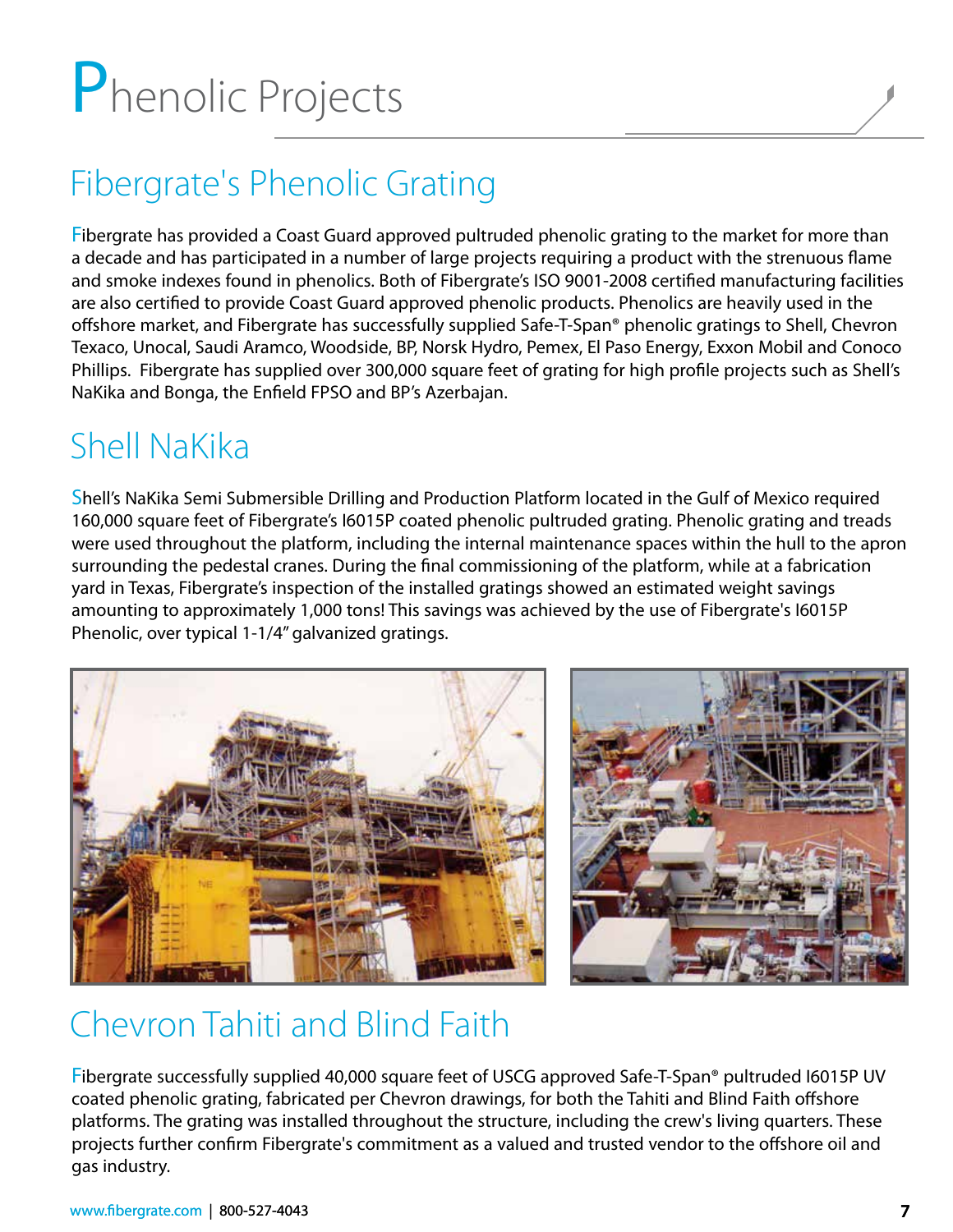# Phenolic Projects

## Fibergrate's Phenolic Grating

Fibergrate has provided a Coast Guard approved pultruded phenolic grating to the market for more than a decade and has participated in a number of large projects requiring a product with the strenuous flame and smoke indexes found in phenolics. Both of Fibergrate's ISO 9001-2008 certified manufacturing facilities are also certified to provide Coast Guard approved phenolic products. Phenolics are heavily used in the offshore market, and Fibergrate has successfully supplied Safe-T-Span® phenolic gratings to Shell, Chevron Texaco, Unocal, Saudi Aramco, Woodside, BP, Norsk Hydro, Pemex, El Paso Energy, Exxon Mobil and Conoco Phillips. Fibergrate has supplied over 300,000 square feet of grating for high profile projects such as Shell's NaKika and Bonga, the Enfield FPSO and BP's Azerbajan.

## Shell NaKika

Shell's NaKika Semi Submersible Drilling and Production Platform located in the Gulf of Mexico required 160,000 square feet of Fibergrate's I6015P coated phenolic pultruded grating. Phenolic grating and treads were used throughout the platform, including the internal maintenance spaces within the hull to the apron surrounding the pedestal cranes. During the final commissioning of the platform, while at a fabrication yard in Texas, Fibergrate's inspection of the installed gratings showed an estimated weight savings amounting to approximately 1,000 tons! This savings was achieved by the use of Fibergrate's I6015P Phenolic, over typical 1-1/4" galvanized gratings.

## Chevron Tahiti and Blind Faith

Fibergrate successfully supplied 40,000 square feet of USCG approved Safe-T-Span® pultruded I6015P UV coated phenolic grating, fabricated per Chevron drawings, for both the Tahiti and Blind Faith offshore platforms. The grating was installed throughout the structure, including the crew's living quarters. These projects further confirm Fibergrate's commitment as a valued and trusted vendor to the offshore oil and gas industry.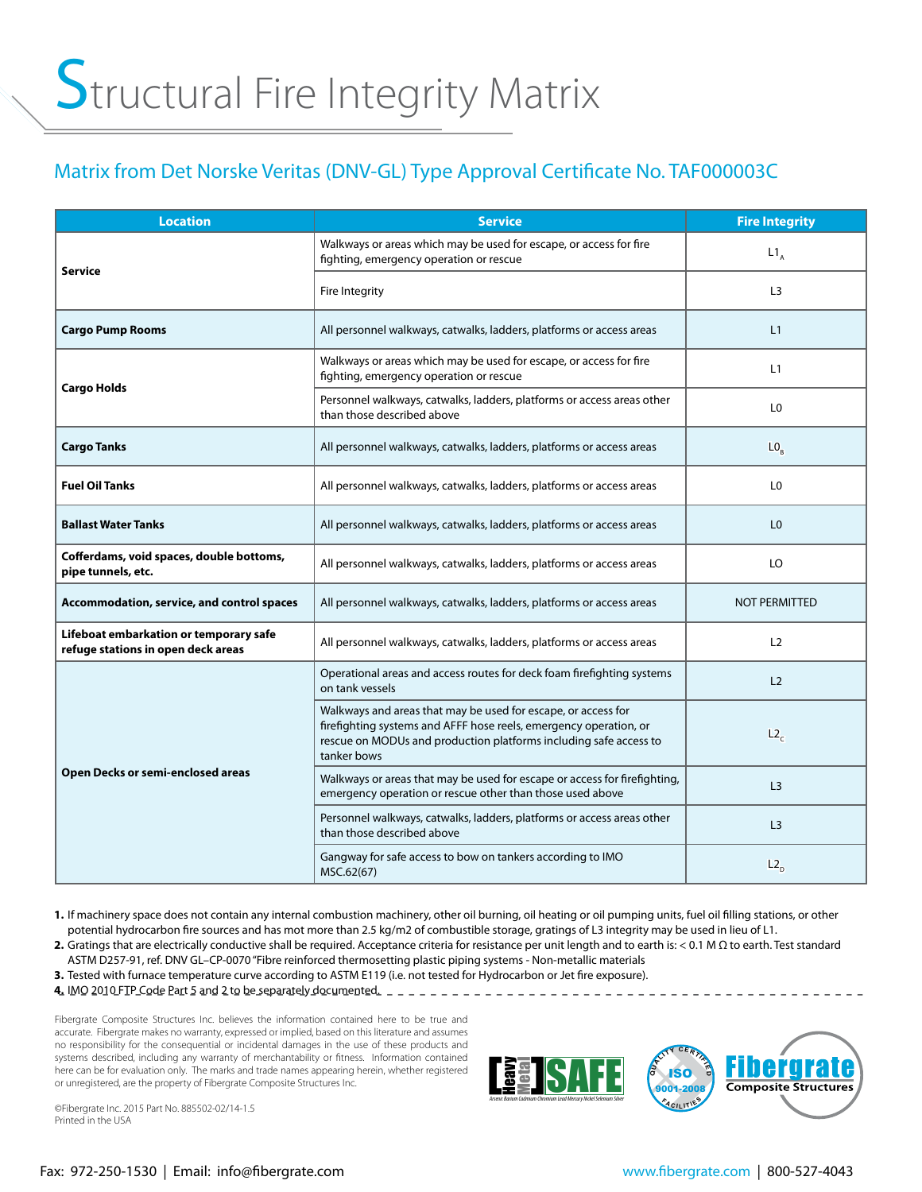# Structural Fire Integrity Matrix

## Matrix from Det Norske Veritas (DNV-GL) Type Approval Certificate No. TAF000003C

| Location | Service | Fire Integrity |
|---|---|---|
| **Service** | Walkways or areas which may be used for escape, or access for fire fighting, emergency operation or rescue | $L1_A$ |
| | Fire Integrity | L3 |
| **Cargo Pump Rooms** | All personnel walkways, catwalks, ladders, platforms or access areas | L1 |
| **Cargo Holds** | Walkways or areas which may be used for escape, or access for fire fighting, emergency operation or rescue | L1 |
| | Personnel walkways, catwalks, ladders, platforms or access areas other than those described above | L0 |
| **Cargo Tanks** | All personnel walkways, catwalks, ladders, platforms or access areas | $L0_B$ |
| **Fuel Oil Tanks** | All personnel walkways, catwalks, ladders, platforms or access areas | L0 |
| **Ballast Water Tanks** | All personnel walkways, catwalks, ladders, platforms or access areas | L0 |
| **Cofferdams, void spaces, double bottoms, pipe tunnels, etc.** | All personnel walkways, catwalks, ladders, platforms or access areas | LO |
| **Accommodation, service, and control spaces** | All personnel walkways, catwalks, ladders, platforms or access areas | NOT PERMITTED |
| **Lifeboat embarkation or temporary safe refuge stations in open deck areas** | All personnel walkways, catwalks, ladders, platforms or access areas | L2 |
| **Open Decks or semi-enclosed areas** | Operational areas and access routes for deck foam firefighting systems on tank vessels | L2 |
| | Walkways and areas that may be used for escape, or access for firefighting systems and AFFF hose reels, emergency operation, or rescue on MODUs and production platforms including safe access to tanker bows | $L2_C$ |
| | Walkways or areas that may be used for escape or access for firefighting, emergency operation or rescue other than those used above | L3 |
| | Personnel walkways, catwalks, ladders, platforms or access areas other than those described above | L3 |
| | Gangway for safe access to bow on tankers according to IMO MSC.62(67) | $L2_D$ |

1. If machinery space does not contain any internal combustion machinery, other oil burning, oil heating or oil pumping units, fuel oil filling stations, or other potential hydrocarbon fire sources and has mot more than 2.5 kg/m2 of combustible storage, gratings of L3 integrity may be used in lieu of L1.
2. Gratings that are electrically conductive shall be required. Acceptance criteria for resistance per unit length and to earth is: < 0.1 M Ω to earth. Test standard ASTM D257-91, ref. DNV GL–CP-0070 "Fibre reinforced thermosetting plastic piping systems - Non-metallic materials
3. Tested with furnace temperature curve according to ASTM E119 (i.e. not tested for Hydrocarbon or Jet fire exposure).
4. IMO 2010 FTP Code Part 5 and 2 to be separately documented.

Fibergrate Composite Structures Inc. believes the information contained here to be true and accurate. Fibergrate makes no warranty, expressed or implied, based on this literature and assumes no responsibility for the consequential or incidental damages in the use of these products and systems described, including any warranty of merchantability or fitness. Information contained here can be for evaluation only. The marks and trade names appearing herein, whether registered or unregistered, are the property of Fibergrate Composite Structures Inc.

©Fibergrate Inc. 2015 Part No. 885502-02/14-1.5
Printed in the USA

Heavy Metal SAFE — Arsenic Barium Cadmium Chromium Lead Mercury Nickel Selenium Silver

Quality Certified ISO 9001-2008 Facilities

Fibergrate Composite Structures

Fax: 972-250-1530 | Email: info@fibergrate.com

www.fibergrate.com | 800-527-4043